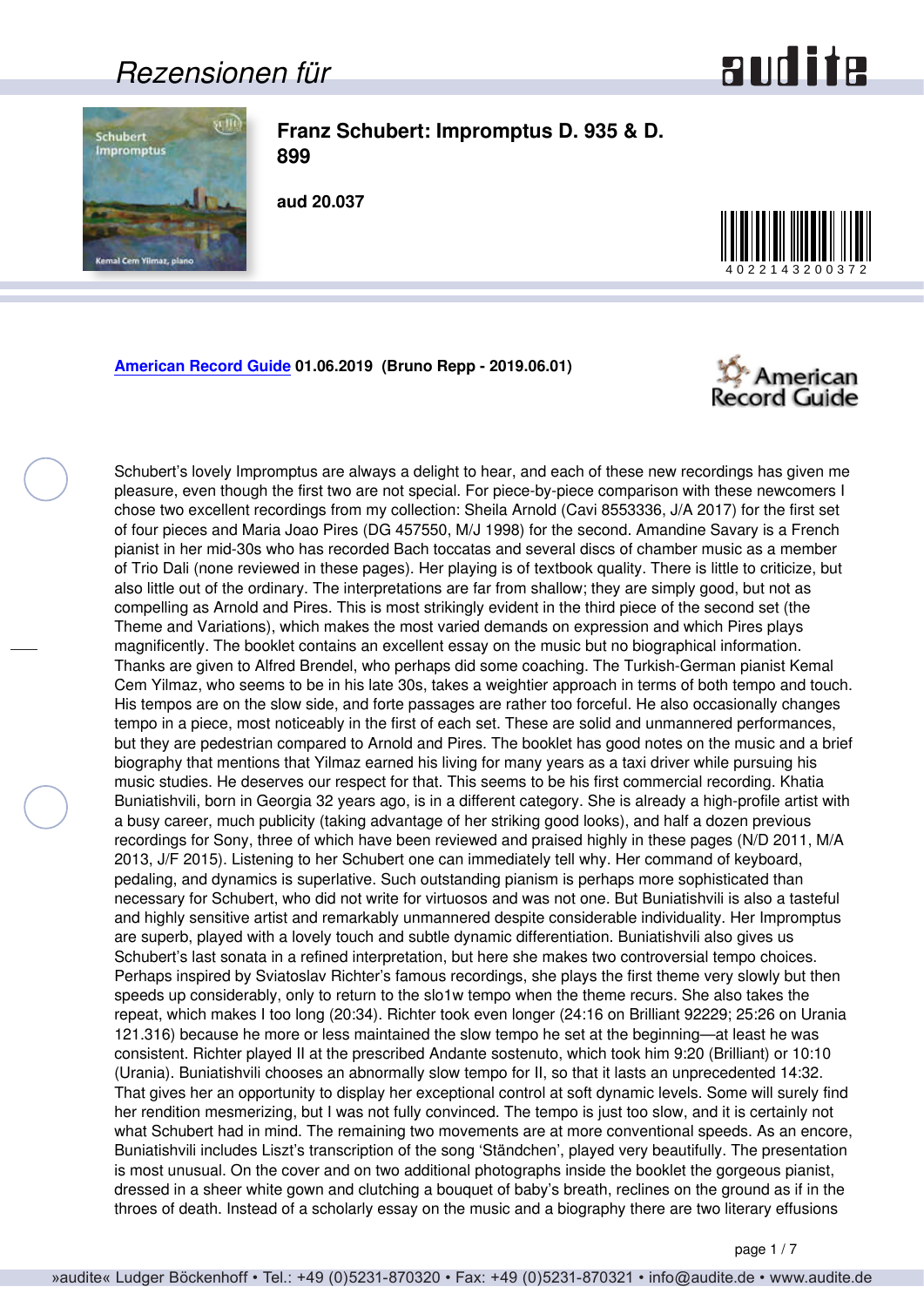Rezensionen für

# Franz Schubert: Impromptus D. 935 & D. 899

**aud 20.037**

4022143200372

**[American Record Guide](#) 01.06.2019 (Bruno Repp - 2019.06.01)**

Schubert's lovely Impromptus are always a delight to hear, and each of these new recordings has given me pleasure, even though the first two are not special. For piece-by-piece comparison with these newcomers I chose two excellent recordings from my collection: Sheila Arnold (Cavi 8553336, J/A 2017) for the first set of four pieces and Maria Joao Pires (DG 457550, M/J 1998) for the second. Amandine Savary is a French pianist in her mid-30s who has recorded Bach toccatas and several discs of chamber music as a member of Trio Dali (none reviewed in these pages). Her playing is of textbook quality. There is little to criticize, but also little out of the ordinary. The interpretations are far from shallow; they are simply good, but not as compelling as Arnold and Pires. This is most strikingly evident in the third piece of the second set (the Theme and Variations), which makes the most varied demands on expression and which Pires plays magnificently. The booklet contains an excellent essay on the music but no biographical information. Thanks are given to Alfred Brendel, who perhaps did some coaching. The Turkish-German pianist Kemal Cem Yilmaz, who seems to be in his late 30s, takes a weightier approach in terms of both tempo and touch. His tempos are on the slow side, and forte passages are rather too forceful. He also occasionally changes tempo in a piece, most noticeably in the first of each set. These are solid and unmannered performances, but they are pedestrian compared to Arnold and Pires. The booklet has good notes on the music and a brief biography that mentions that Yilmaz earned his living for many years as a taxi driver while pursuing his music studies. He deserves our respect for that. This seems to be his first commercial recording. Khatia Buniatishvili, born in Georgia 32 years ago, is in a different category. She is already a high-profile artist with a busy career, much publicity (taking advantage of her striking good looks), and half a dozen previous recordings for Sony, three of which have been reviewed and praised highly in these pages (N/D 2011, M/A 2013, J/F 2015). Listening to her Schubert one can immediately tell why. Her command of keyboard, pedaling, and dynamics is superlative. Such outstanding pianism is perhaps more sophisticated than necessary for Schubert, who did not write for virtuosos and was not one. But Buniatishvili is also a tasteful and highly sensitive artist and remarkably unmannered despite considerable individuality. Her Impromptus are superb, played with a lovely touch and subtle dynamic differentiation. Buniatishvili also gives us Schubert's last sonata in a refined interpretation, but here she makes two controversial tempo choices. Perhaps inspired by Sviatoslav Richter's famous recordings, she plays the first theme very slowly but then speeds up considerably, only to return to the slo1w tempo when the theme recurs. She also takes the repeat, which makes I too long (20:34). Richter took even longer (24:16 on Brilliant 92229; 25:26 on Urania 121.316) because he more or less maintained the slow tempo he set at the beginning—at least he was consistent. Richter played II at the prescribed Andante sostenuto, which took him 9:20 (Brilliant) or 10:10 (Urania). Buniatishvili chooses an abnormally slow tempo for II, so that it lasts an unprecedented 14:32. That gives her an opportunity to display her exceptional control at soft dynamic levels. Some will surely find her rendition mesmerizing, but I was not fully convinced. The tempo is just too slow, and it is certainly not what Schubert had in mind. The remaining two movements are at more conventional speeds. As an encore, Buniatishvili includes Liszt's transcription of the song 'Ständchen', played very beautifully. The presentation is most unusual. On the cover and on two additional photographs inside the booklet the gorgeous pianist, dressed in a sheer white gown and clutching a bouquet of baby's breath, reclines on the ground as if in the throes of death. Instead of a scholarly essay on the music and a biography there are two literary effusions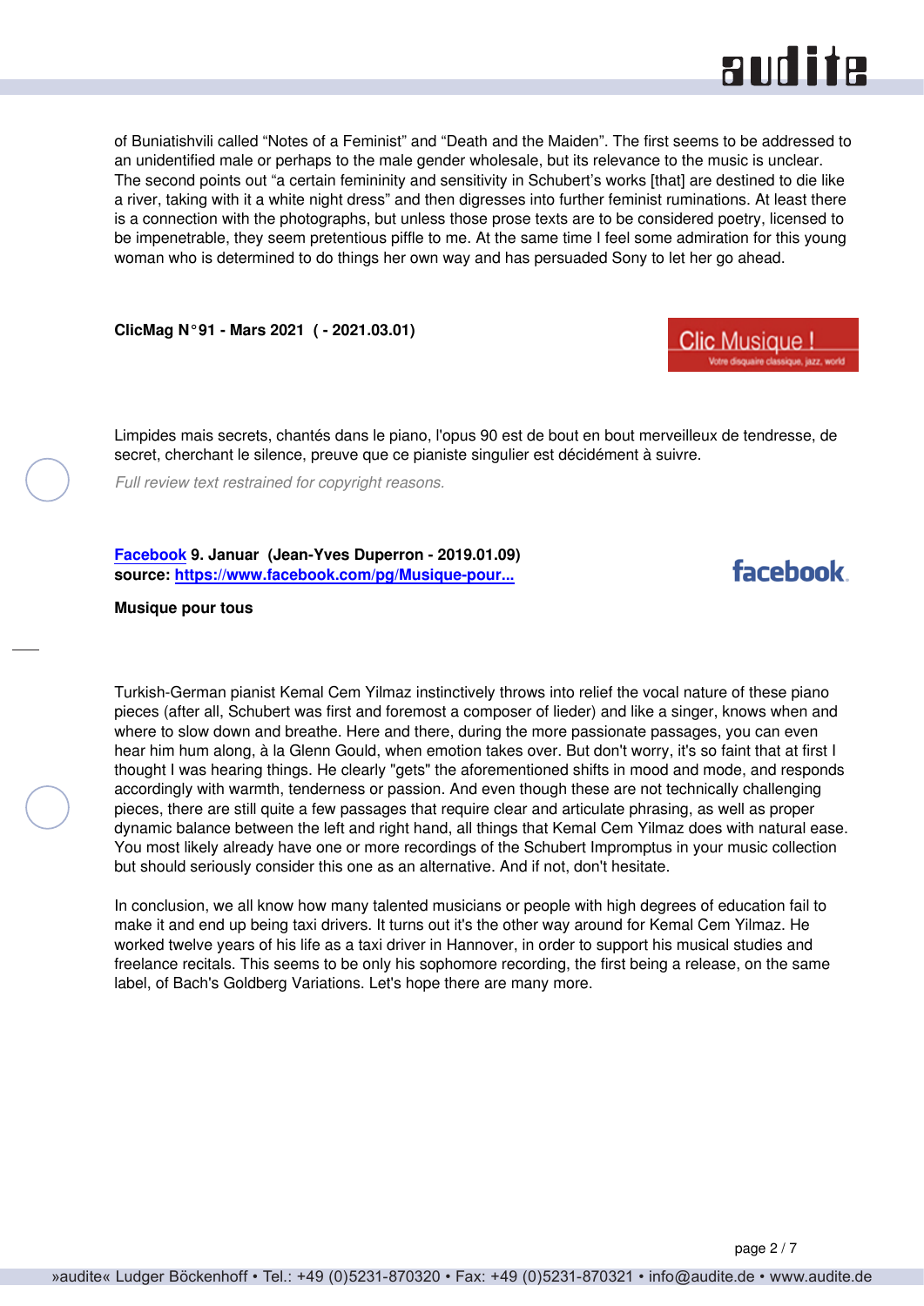of Buniatishvili called “Notes of a Feminist” and “Death and the Maiden”. The first seems to be addressed to an unidentified male or perhaps to the male gender wholesale, but its relevance to the music is unclear. The second points out “a certain femininity and sensitivity in Schubert’s works [that] are destined to die like a river, taking with it a white night dress” and then digresses into further feminist ruminations. At least there is a connection with the photographs, but unless those prose texts are to be considered poetry, licensed to be impenetrable, they seem pretentious piffle to me. At the same time I feel some admiration for this young woman who is determined to do things her own way and has persuaded Sony to let her go ahead.

**ClicMag N°91 - Mars 2021 ( - 2021.03.01)**

Clic Musique !
Votre disquaire classique, jazz, world

Limpides mais secrets, chantés dans le piano, l'opus 90 est de bout en bout merveilleux de tendresse, de secret, cherchant le silence, preuve que ce pianiste singulier est décidément à suivre.

*Full review text restrained for copyright reasons.*

**Facebook 9. Januar (Jean-Yves Duperron - 2019.01.09)**
**source: https://www.facebook.com/pg/Musique-pour...**

facebook

**Musique pour tous**

Turkish-German pianist Kemal Cem Yilmaz instinctively throws into relief the vocal nature of these piano pieces (after all, Schubert was first and foremost a composer of lieder) and like a singer, knows when and where to slow down and breathe. Here and there, during the more passionate passages, you can even hear him hum along, à la Glenn Gould, when emotion takes over. But don't worry, it's so faint that at first I thought I was hearing things. He clearly "gets" the aforementioned shifts in mood and mode, and responds accordingly with warmth, tenderness or passion. And even though these are not technically challenging pieces, there are still quite a few passages that require clear and articulate phrasing, as well as proper dynamic balance between the left and right hand, all things that Kemal Cem Yilmaz does with natural ease. You most likely already have one or more recordings of the Schubert Impromptus in your music collection but should seriously consider this one as an alternative. And if not, don't hesitate.

In conclusion, we all know how many talented musicians or people with high degrees of education fail to make it and end up being taxi drivers. It turns out it's the other way around for Kemal Cem Yilmaz. He worked twelve years of his life as a taxi driver in Hannover, in order to support his musical studies and freelance recitals. This seems to be only his sophomore recording, the first being a release, on the same label, of Bach's Goldberg Variations. Let's hope there are many more.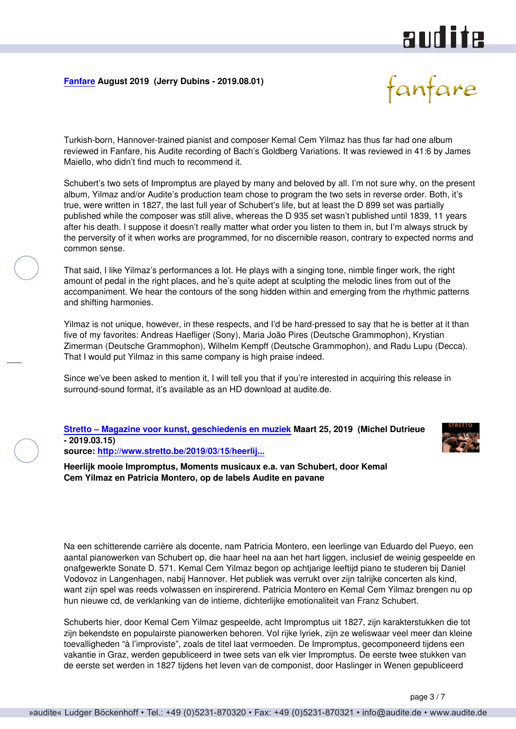**[Fanfare](#) August 2019 (Jerry Dubins - 2019.08.01)**

Turkish-born, Hannover-trained pianist and composer Kemal Cem Yilmaz has thus far had one album reviewed in Fanfare, his Audite recording of Bach's Goldberg Variations. It was reviewed in 41:6 by James Maiello, who didn't find much to recommend it.

Schubert's two sets of Impromptus are played by many and beloved by all. I'm not sure why, on the present album, Yilmaz and/or Audite's production team chose to program the two sets in reverse order. Both, it's true, were written in 1827, the last full year of Schubert's life, but at least the D 899 set was partially published while the composer was still alive, whereas the D 935 set wasn't published until 1839, 11 years after his death. I suppose it doesn't really matter what order you listen to them in, but I'm always struck by the perversity of it when works are programmed, for no discernible reason, contrary to expected norms and common sense.

That said, I like Yilmaz's performances a lot. He plays with a singing tone, nimble finger work, the right amount of pedal in the right places, and he's quite adept at sculpting the melodic lines from out of the accompaniment. We hear the contours of the song hidden within and emerging from the rhythmic patterns and shifting harmonies.

Yilmaz is not unique, however, in these respects, and I'd be hard-pressed to say that he is better at it than five of my favorites: Andreas Haefliger (Sony), Maria João Pires (Deutsche Grammophon), Krystian Zimerman (Deutsche Grammophon), Wilhelm Kempff (Deutsche Grammophon), and Radu Lupu (Decca). That I would put Yilmaz in this same company is high praise indeed.

Since we've been asked to mention it, I will tell you that if you're interested in acquiring this release in surround-sound format, it's available as an HD download at audite.de.

**[Stretto – Magazine voor kunst, geschiedenis en muziek](#) Maart 25, 2019 (Michel Dutrieue - 2019.03.15)**
**source: [http://www.stretto.be/2019/03/15/heerlij...](http://www.stretto.be/2019/03/15/heerlij...)**

**Heerlijk mooie Impromptus, Moments musicaux e.a. van Schubert, door Kemal Cem Yilmaz en Patricia Montero, op de labels Audite en pavane**

Na een schitterende carrière als docente, nam Patricia Montero, een leerlinge van Eduardo del Pueyo, een aantal pianowerken van Schubert op, die haar heel na aan het hart liggen, inclusief de weinig gespeelde en onafgewerkte Sonate D. 571. Kemal Cem Yilmaz begon op achtjarige leeftijd piano te studeren bij Daniel Vodovoz in Langenhagen, nabij Hannover. Het publiek was verrukt over zijn talrijke concerten als kind, want zijn spel was reeds volwassen en inspirerend. Patricia Montero en Kemal Cem Yilmaz brengen nu op hun nieuwe cd, de verklanking van de intieme, dichterlijke emotionaliteit van Franz Schubert.

Schuberts hier, door Kemal Cem Yilmaz gespeelde, acht Impromptus uit 1827, zijn karakterstukken die tot zijn bekendste en populairste pianowerken behoren. Vol rijke lyriek, zijn ze weliswaar veel meer dan kleine toevalligheden "à l'improviste", zoals de titel laat vermoeden. De Impromptus, gecomponeerd tijdens een vakantie in Graz, werden gepubliceerd in twee sets van elk vier Impromptus. De eerste twee stukken van de eerste set werden in 1827 tijdens het leven van de componist, door Haslinger in Wenen gepubliceerd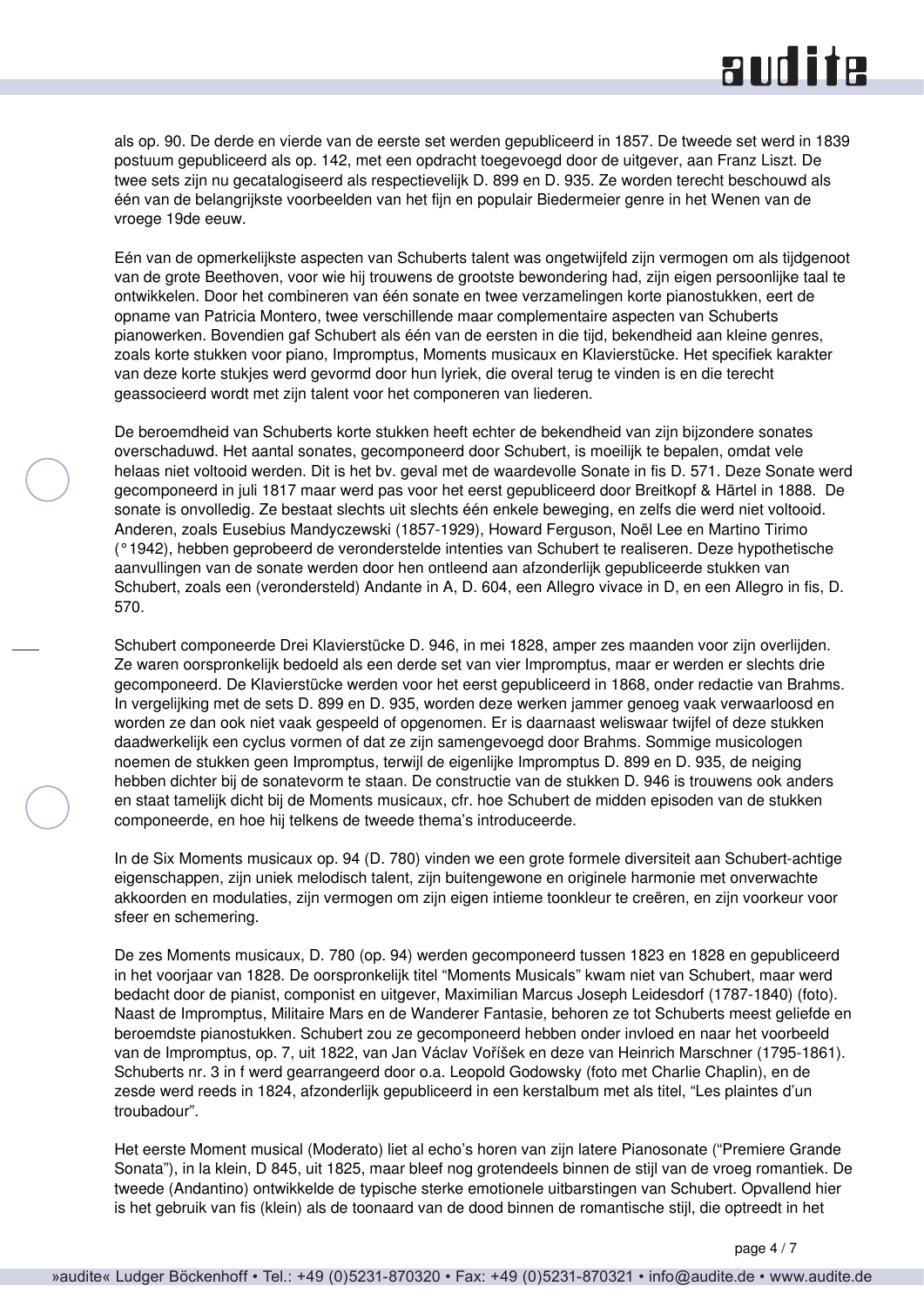als op. 90. De derde en vierde van de eerste set werden gepubliceerd in 1857. De tweede set werd in 1839 postuum gepubliceerd als op. 142, met een opdracht toegevoegd door de uitgever, aan Franz Liszt. De twee sets zijn nu gecatalogiseerd als respectievelijk D. 899 en D. 935. Ze worden terecht beschouwd als één van de belangrijkste voorbeelden van het fijn en populair Biedermeier genre in het Wenen van de vroege 19de eeuw.

Eén van de opmerkelijkste aspecten van Schuberts talent was ongetwijfeld zijn vermogen om als tijdgenoot van de grote Beethoven, voor wie hij trouwens de grootste bewondering had, zijn eigen persoonlijke taal te ontwikkelen. Door het combineren van één sonate en twee verzamelingen korte pianostukken, eert de opname van Patricia Montero, twee verschillende maar complementaire aspecten van Schuberts pianowerken. Bovendien gaf Schubert als één van de eersten in die tijd, bekendheid aan kleine genres, zoals korte stukken voor piano, Impromptus, Moments musicaux en Klavierstücke. Het specifiek karakter van deze korte stukjes werd gevormd door hun lyriek, die overal terug te vinden is en die terecht geassocieerd wordt met zijn talent voor het componeren van liederen.

De beroemdheid van Schuberts korte stukken heeft echter de bekendheid van zijn bijzondere sonates overschaduwd. Het aantal sonates, gecomponeerd door Schubert, is moeilijk te bepalen, omdat vele helaas niet voltooid werden. Dit is het bv. geval met de waardevolle Sonate in fis D. 571. Deze Sonate werd gecomponeerd in juli 1817 maar werd pas voor het eerst gepubliceerd door Breitkopf & Härtel in 1888. De sonate is onvolledig. Ze bestaat slechts uit slechts één enkele beweging, en zelfs die werd niet voltooid. Anderen, zoals Eusebius Mandyczewski (1857-1929), Howard Ferguson, Noël Lee en Martino Tirimo (°1942), hebben geprobeerd de veronderstelde intenties van Schubert te realiseren. Deze hypothetische aanvullingen van de sonate werden door hen ontleend aan afzonderlijk gepubliceerde stukken van Schubert, zoals een (verondersteld) Andante in A, D. 604, een Allegro vivace in D, en een Allegro in fis, D. 570.

Schubert componeerde Drei Klavierstücke D. 946, in mei 1828, amper zes maanden voor zijn overlijden. Ze waren oorspronkelijk bedoeld als een derde set van vier Impromptus, maar er werden er slechts drie gecomponeerd. De Klavierstücke werden voor het eerst gepubliceerd in 1868, onder redactie van Brahms. In vergelijking met de sets D. 899 en D. 935, worden deze werken jammer genoeg vaak verwaarloosd en worden ze dan ook niet vaak gespeeld of opgenomen. Er is daarnaast weliswaar twijfel of deze stukken daadwerkelijk een cyclus vormen of dat ze zijn samengevoegd door Brahms. Sommige musicologen noemen de stukken geen Impromptus, terwijl de eigenlijke Impromptus D. 899 en D. 935, de neiging hebben dichter bij de sonatevorm te staan. De constructie van de stukken D. 946 is trouwens ook anders en staat tamelijk dicht bij de Moments musicaux, cfr. hoe Schubert de midden episoden van de stukken componeerde, en hoe hij telkens de tweede thema's introduceerde.

In de Six Moments musicaux op. 94 (D. 780) vinden we een grote formele diversiteit aan Schubert-achtige eigenschappen, zijn uniek melodisch talent, zijn buitengewone en originele harmonie met onverwachte akkoorden en modulaties, zijn vermogen om zijn eigen intieme toonkleur te creëren, en zijn voorkeur voor sfeer en schemering.

De zes Moments musicaux, D. 780 (op. 94) werden gecomponeerd tussen 1823 en 1828 en gepubliceerd in het voorjaar van 1828. De oorspronkelijk titel "Moments Musicals" kwam niet van Schubert, maar werd bedacht door de pianist, componist en uitgever, Maximilian Marcus Joseph Leidesdorf (1787-1840) (foto). Naast de Impromptus, Militaire Mars en de Wanderer Fantasie, behoren ze tot Schuberts meest geliefde en beroemdste pianostukken. Schubert zou ze gecomponeerd hebben onder invloed en naar het voorbeeld van de Impromptus, op. 7, uit 1822, van Jan Václav Voříšek en deze van Heinrich Marschner (1795-1861). Schuberts nr. 3 in f werd gearrangeerd door o.a. Leopold Godowsky (foto met Charlie Chaplin), en de zesde werd reeds in 1824, afzonderlijk gepubliceerd in een kerstalbum met als titel, "Les plaintes d'un troubadour".

Het eerste Moment musical (Moderato) liet al echo's horen van zijn latere Pianosonate ("Premiere Grande Sonata"), in la klein, D 845, uit 1825, maar bleef nog grotendeels binnen de stijl van de vroeg romantiek. De tweede (Andantino) ontwikkelde de typische sterke emotionele uitbarstingen van Schubert. Opvallend hier is het gebruik van fis (klein) als de toonaard van de dood binnen de romantische stijl, die optreedt in het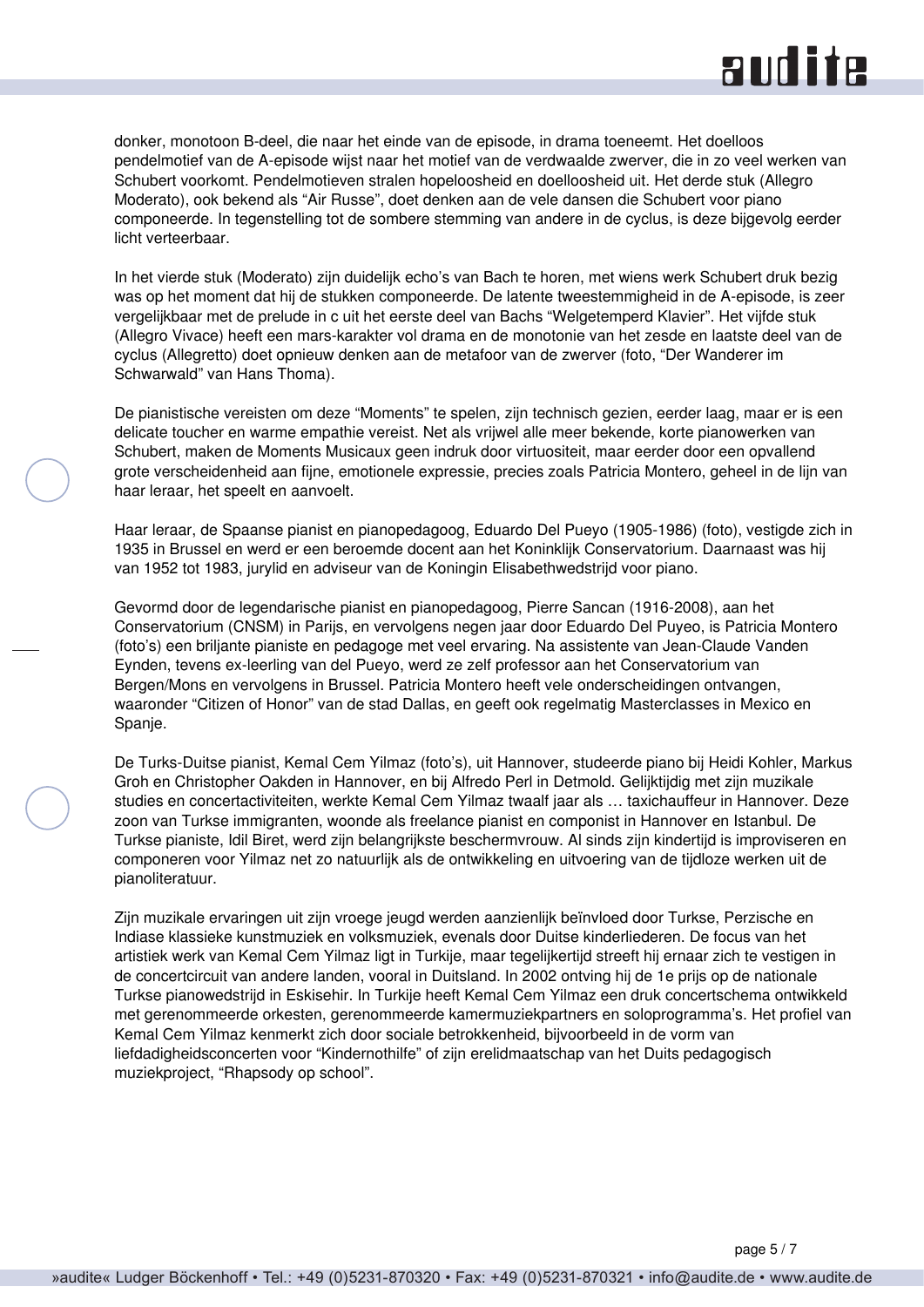donker, monotoon B-deel, die naar het einde van de episode, in drama toeneemt. Het doelloos pendelmotief van de A-episode wijst naar het motief van de verdwaalde zwerver, die in zo veel werken van Schubert voorkomt. Pendelmotieven stralen hopeloosheid en doelloosheid uit. Het derde stuk (Allegro Moderato), ook bekend als "Air Russe", doet denken aan de vele dansen die Schubert voor piano componeerde. In tegenstelling tot de sombere stemming van andere in de cyclus, is deze bijgevolg eerder licht verteerbaar.

In het vierde stuk (Moderato) zijn duidelijk echo's van Bach te horen, met wiens werk Schubert druk bezig was op het moment dat hij de stukken componeerde. De latente tweestemmigheid in de A-episode, is zeer vergelijkbaar met de prelude in c uit het eerste deel van Bachs "Welgetemperd Klavier". Het vijfde stuk (Allegro Vivace) heeft een mars-karakter vol drama en de monotonie van het zesde en laatste deel van de cyclus (Allegretto) doet opnieuw denken aan de metafoor van de zwerver (foto, "Der Wanderer im Schwarwald" van Hans Thoma).

De pianistische vereisten om deze "Moments" te spelen, zijn technisch gezien, eerder laag, maar er is een delicate toucher en warme empathie vereist. Net als vrijwel alle meer bekende, korte pianowerken van Schubert, maken de Moments Musicaux geen indruk door virtuositeit, maar eerder door een opvallend grote verscheidenheid aan fijne, emotionele expressie, precies zoals Patricia Montero, geheel in de lijn van haar leraar, het speelt en aanvoelt.

Haar leraar, de Spaanse pianist en pianopedagoog, Eduardo Del Pueyo (1905-1986) (foto), vestigde zich in 1935 in Brussel en werd er een beroemde docent aan het Koninklijk Conservatorium. Daarnaast was hij van 1952 tot 1983, jurylid en adviseur van de Koningin Elisabethwedstrijd voor piano.

Gevormd door de legendarische pianist en pianopedagoog, Pierre Sancan (1916-2008), aan het Conservatorium (CNSM) in Parijs, en vervolgens negen jaar door Eduardo Del Puyeo, is Patricia Montero (foto's) een briljante pianiste en pedagoge met veel ervaring. Na assistente van Jean-Claude Vanden Eynden, tevens ex-leerling van del Pueyo, werd ze zelf professor aan het Conservatorium van Bergen/Mons en vervolgens in Brussel. Patricia Montero heeft vele onderscheidingen ontvangen, waaronder "Citizen of Honor" van de stad Dallas, en geeft ook regelmatig Masterclasses in Mexico en Spanje.

De Turks-Duitse pianist, Kemal Cem Yilmaz (foto's), uit Hannover, studeerde piano bij Heidi Kohler, Markus Groh en Christopher Oakden in Hannover, en bij Alfredo Perl in Detmold. Gelijktijdig met zijn muzikale studies en concertactiviteiten, werkte Kemal Cem Yilmaz twaalf jaar als … taxichauffeur in Hannover. Deze zoon van Turkse immigranten, woonde als freelance pianist en componist in Hannover en Istanbul. De Turkse pianiste, Idil Biret, werd zijn belangrijkste beschermvrouw. Al sinds zijn kindertijd is improviseren en componeren voor Yilmaz net zo natuurlijk als de ontwikkeling en uitvoering van de tijdloze werken uit de pianoliteratuur.

Zijn muzikale ervaringen uit zijn vroege jeugd werden aanzienlijk beïnvloed door Turkse, Perzische en Indiase klassieke kunstmuziek en volksmuziek, evenals door Duitse kinderliederen. De focus van het artistiek werk van Kemal Cem Yilmaz ligt in Turkije, maar tegelijkertijd streeft hij ernaar zich te vestigen in de concertcircuit van andere landen, vooral in Duitsland. In 2002 ontving hij de 1e prijs op de nationale Turkse pianowedstrijd in Eskisehir. In Turkije heeft Kemal Cem Yilmaz een druk concertschema ontwikkeld met gerenommeerde orkesten, gerenommeerde kamermuziekpartners en soloprogramma's. Het profiel van Kemal Cem Yilmaz kenmerkt zich door sociale betrokkenheid, bijvoorbeeld in de vorm van liefdadigheidsconcerten voor "Kindernothilfe" of zijn erelidmaatschap van het Duits pedagogisch muziekproject, "Rhapsody op school".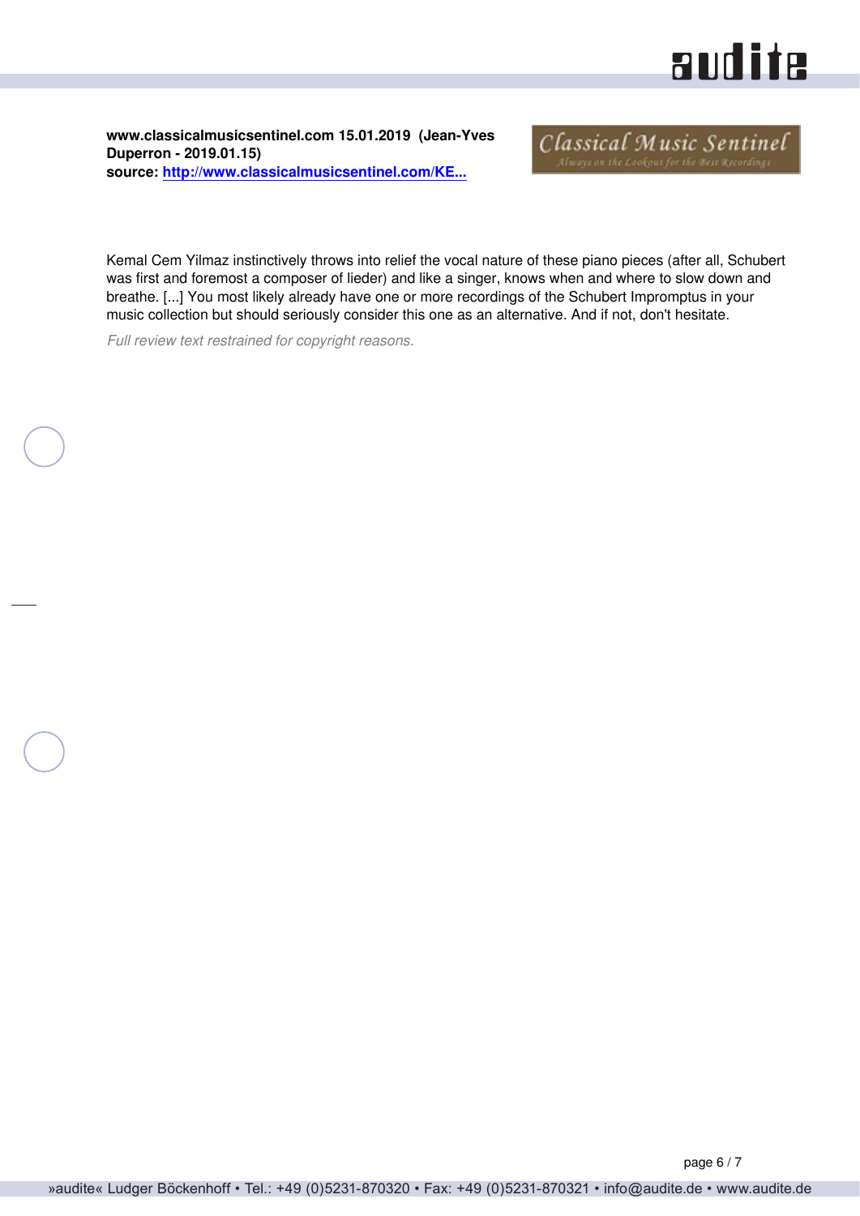**www.classicalmusicsentinel.com 15.01.2019 (Jean-Yves Duperron - 2019.01.15)**
**source: [http://www.classicalmusicsentinel.com/KE...](http://www.classicalmusicsentinel.com/KE...)**

Kemal Cem Yilmaz instinctively throws into relief the vocal nature of these piano pieces (after all, Schubert was first and foremost a composer of lieder) and like a singer, knows when and where to slow down and breathe. [...] You most likely already have one or more recordings of the Schubert Impromptus in your music collection but should seriously consider this one as an alternative. And if not, don't hesitate.

*Full review text restrained for copyright reasons.*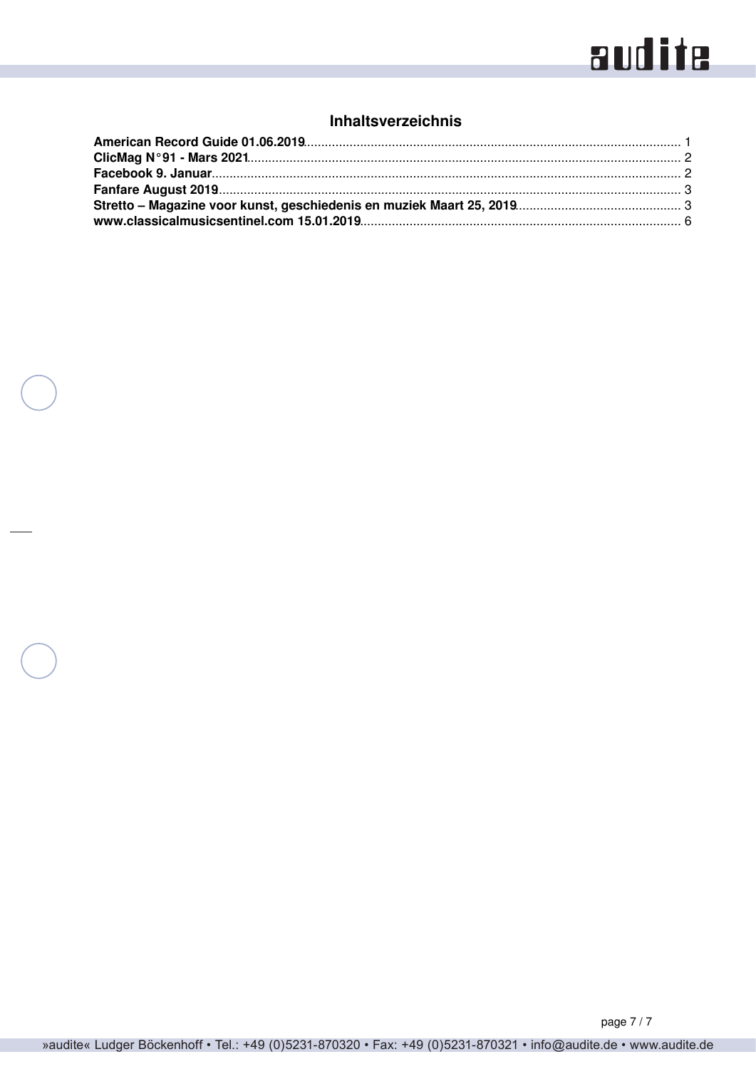## Inhaltsverzeichnis

**American Record Guide 01.06.2019** ........................................................................................................ 1
**ClicMag N°91 - Mars 2021** ........................................................................................................ 2
**Facebook 9. Januar** ........................................................................................................ 2
**Fanfare August 2019** ........................................................................................................ 3
**Stretto – Magazine voor kunst, geschiedenis en muziek Maart 25, 2019** .............................................. 3
**www.classicalmusicsentinel.com 15.01.2019** ........................................................................................ 6